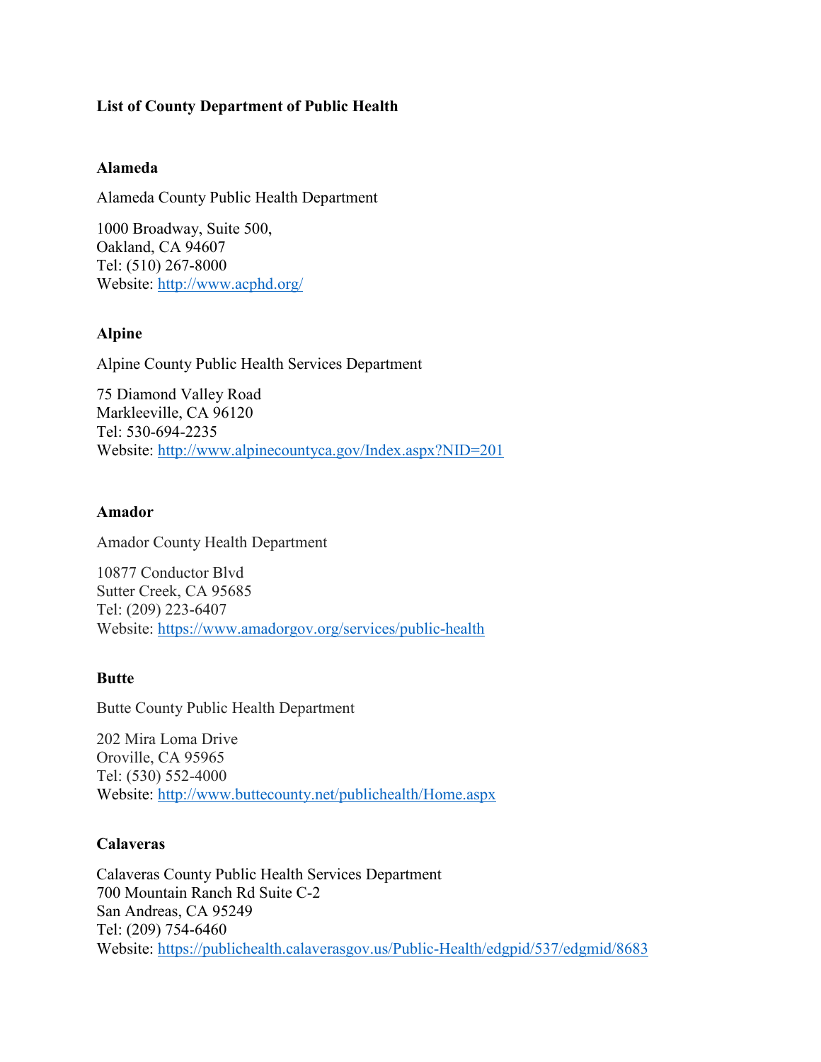# List of County Department of Public Health

## Alameda

Alameda County Public Health Department

1000 Broadway, Suite 500,
Oakland, CA 94607
Tel: (510) 267-8000
Website: http://www.acphd.org/

## Alpine

Alpine County Public Health Services Department

75 Diamond Valley Road
Markleeville, CA 96120
Tel: 530-694-2235
Website: http://www.alpinecountyca.gov/Index.aspx?NID=201

## Amador

Amador County Health Department

10877 Conductor Blvd
Sutter Creek, CA 95685
Tel: (209) 223-6407
Website: https://www.amadorgov.org/services/public-health

## Butte

Butte County Public Health Department

202 Mira Loma Drive
Oroville, CA 95965
Tel: (530) 552-4000
Website: http://www.buttecounty.net/publichealth/Home.aspx

## Calaveras

Calaveras County Public Health Services Department
700 Mountain Ranch Rd Suite C-2
San Andreas, CA 95249
Tel: (209) 754-6460
Website: https://publichealth.calaverasgov.us/Public-Health/edgpid/537/edgmid/8683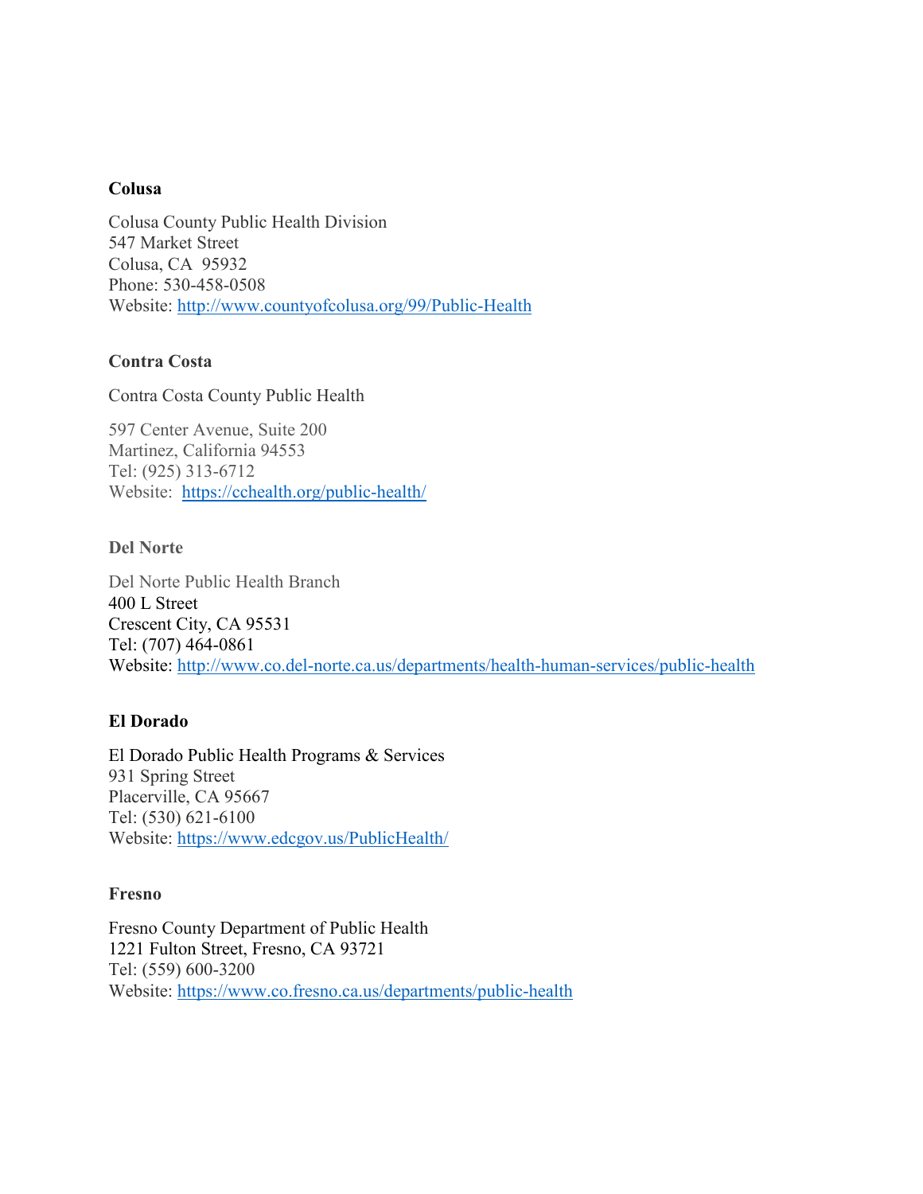**Colusa**

Colusa County Public Health Division
547 Market Street
Colusa, CA 95932
Phone: 530-458-0508
Website: http://www.countyofcolusa.org/99/Public-Health

**Contra Costa**

Contra Costa County Public Health

597 Center Avenue, Suite 200
Martinez, California 94553
Tel: (925) 313-6712
Website: https://cchealth.org/public-health/

**Del Norte**

Del Norte Public Health Branch
400 L Street
Crescent City, CA 95531
Tel: (707) 464-0861
Website: http://www.co.del-norte.ca.us/departments/health-human-services/public-health

**El Dorado**

El Dorado Public Health Programs & Services
931 Spring Street
Placerville, CA 95667
Tel: (530) 621-6100
Website: https://www.edcgov.us/PublicHealth/

**Fresno**

Fresno County Department of Public Health
1221 Fulton Street, Fresno, CA 93721
Tel: (559) 600-3200
Website: https://www.co.fresno.ca.us/departments/public-health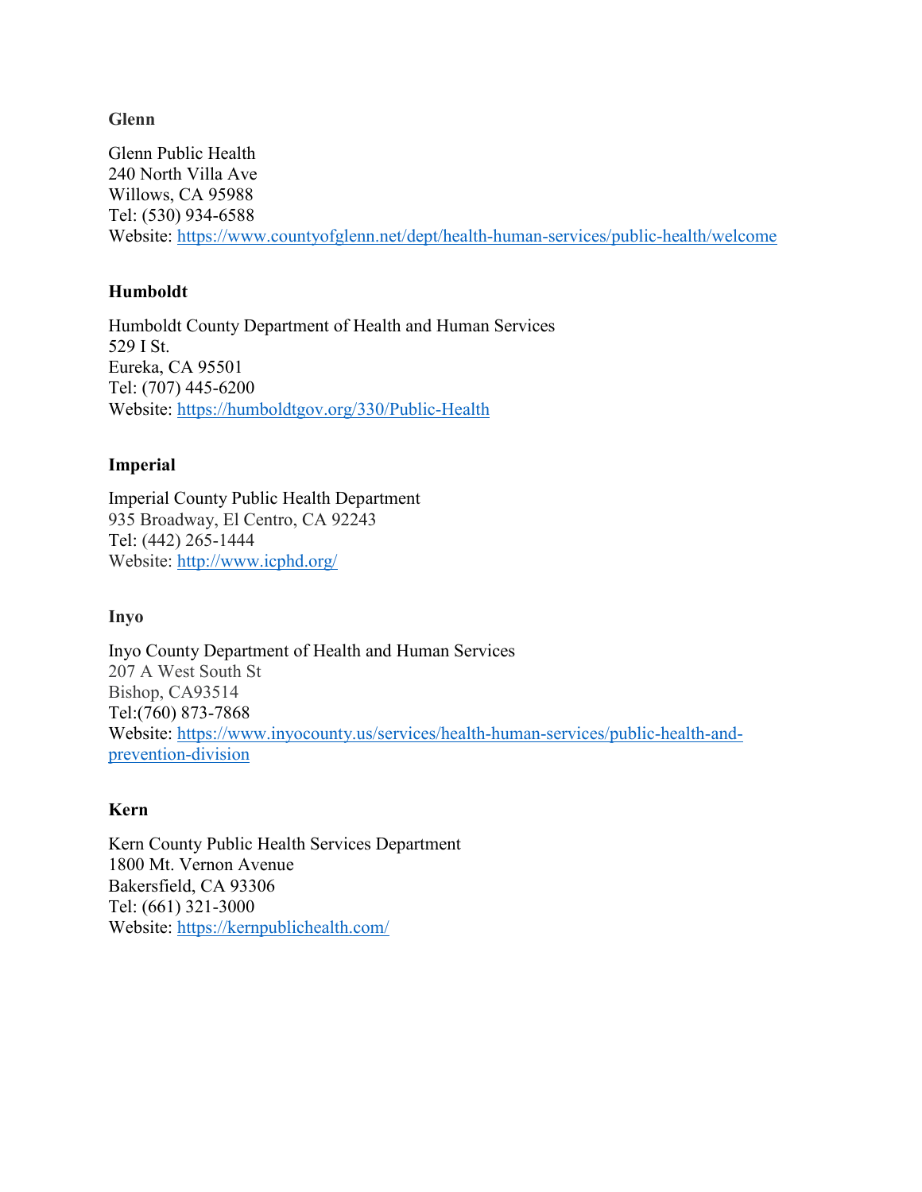**Glenn**

Glenn Public Health
240 North Villa Ave
Willows, CA 95988
Tel: (530) 934-6588
Website: https://www.countyofglenn.net/dept/health-human-services/public-health/welcome

**Humboldt**

Humboldt County Department of Health and Human Services
529 I St.
Eureka, CA 95501
Tel: (707) 445-6200
Website: https://humboldtgov.org/330/Public-Health

**Imperial**

Imperial County Public Health Department
935 Broadway, El Centro, CA 92243
Tel: (442) 265-1444
Website: http://www.icphd.org/

**Inyo**

Inyo County Department of Health and Human Services
207 A West South St
Bishop, CA93514
Tel:(760) 873-7868
Website: https://www.inyocounty.us/services/health-human-services/public-health-and-prevention-division

**Kern**

Kern County Public Health Services Department
1800 Mt. Vernon Avenue
Bakersfield, CA 93306
Tel: (661) 321-3000
Website: https://kernpublichealth.com/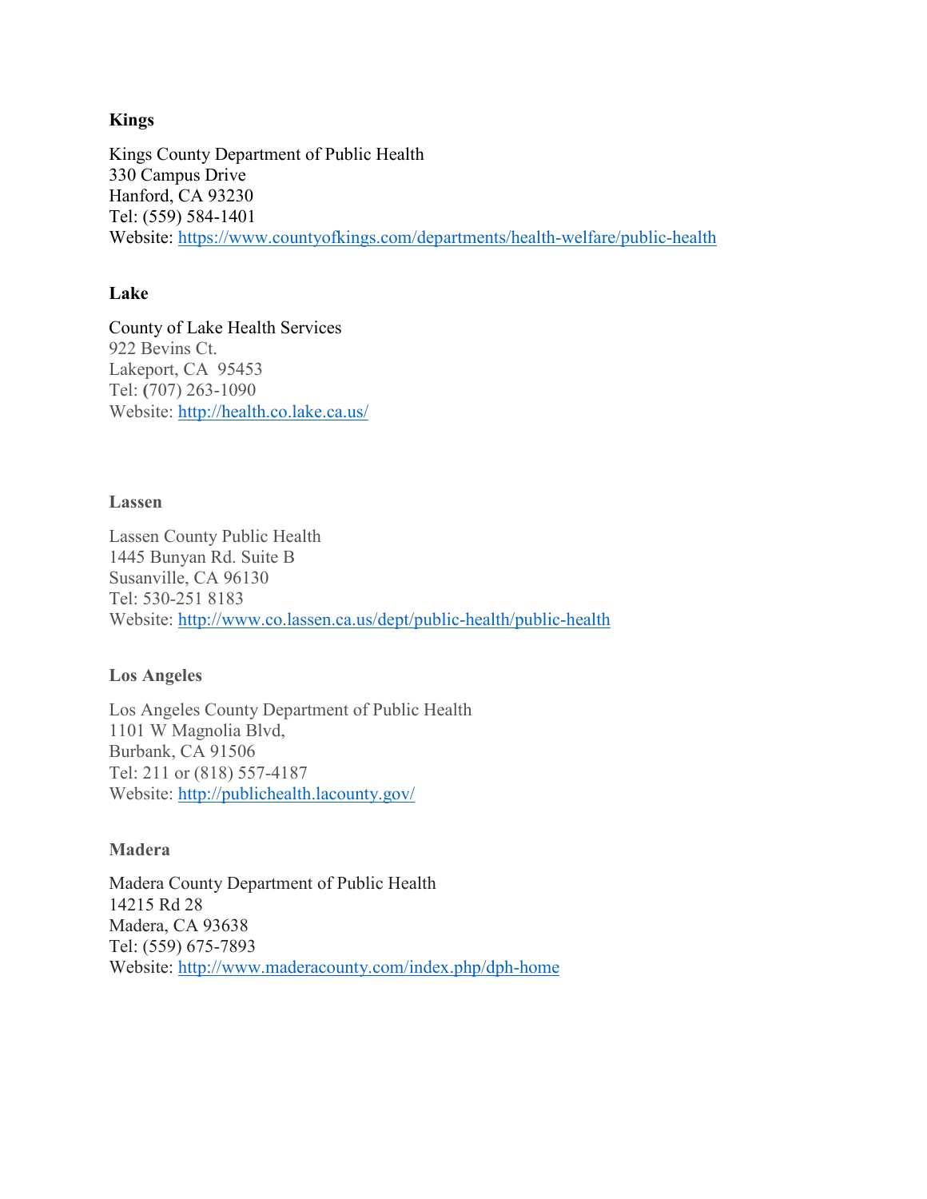**Kings**

Kings County Department of Public Health
330 Campus Drive
Hanford, CA 93230
Tel: (559) 584-1401
Website: https://www.countyofkings.com/departments/health-welfare/public-health

**Lake**

County of Lake Health Services
922 Bevins Ct.
Lakeport, CA 95453
Tel: (707) 263-1090
Website: http://health.co.lake.ca.us/

**Lassen**

Lassen County Public Health
1445 Bunyan Rd. Suite B
Susanville, CA 96130
Tel: 530-251 8183
Website: http://www.co.lassen.ca.us/dept/public-health/public-health

**Los Angeles**

Los Angeles County Department of Public Health
1101 W Magnolia Blvd,
Burbank, CA 91506
Tel: 211 or (818) 557-4187
Website: http://publichealth.lacounty.gov/

**Madera**

Madera County Department of Public Health
14215 Rd 28
Madera, CA 93638
Tel: (559) 675-7893
Website: http://www.maderacounty.com/index.php/dph-home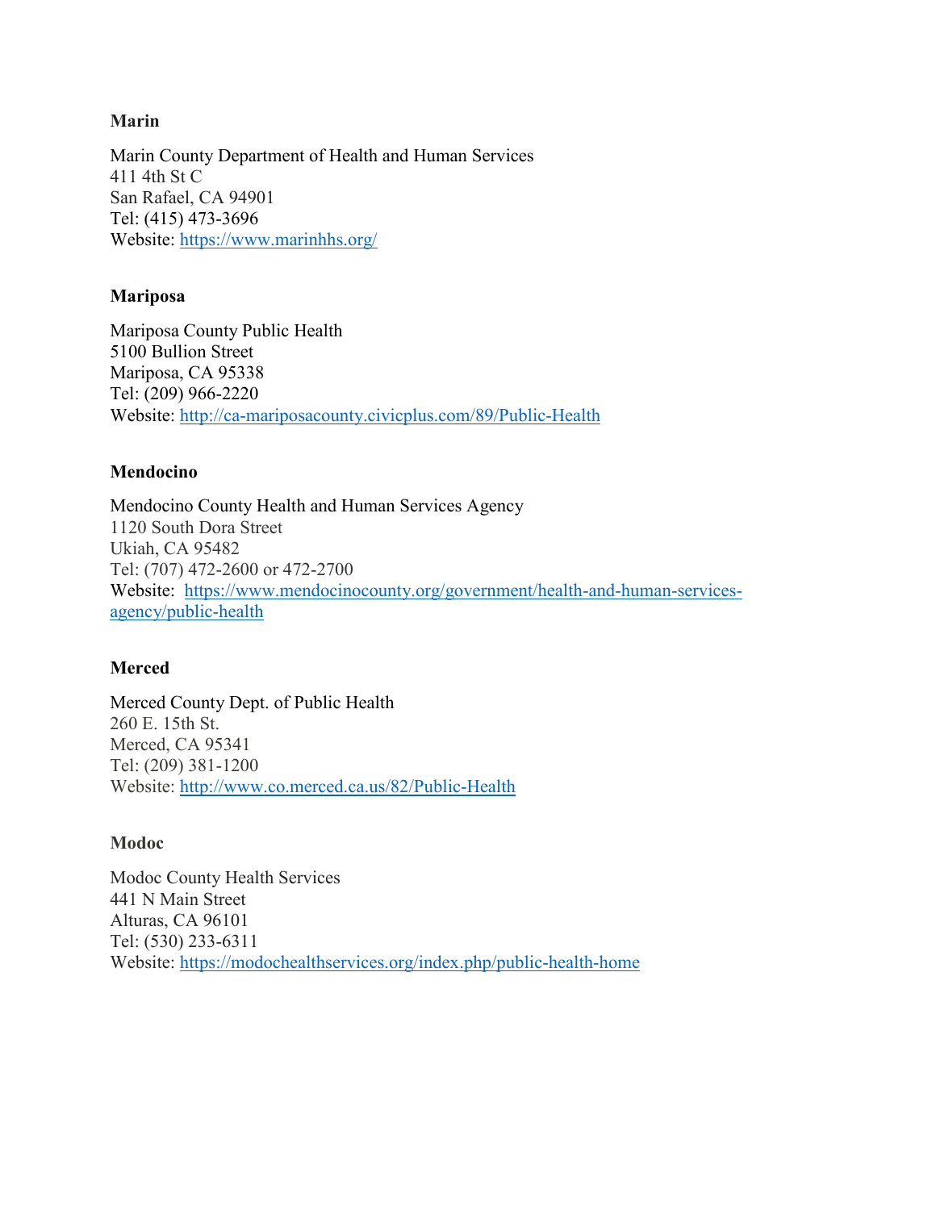**Marin**

Marin County Department of Health and Human Services
411 4th St C
San Rafael, CA 94901
Tel: (415) 473-3696
Website: https://www.marinhhs.org/

**Mariposa**

Mariposa County Public Health
5100 Bullion Street
Mariposa, CA 95338
Tel: (209) 966-2220
Website: http://ca-mariposacounty.civicplus.com/89/Public-Health

**Mendocino**

Mendocino County Health and Human Services Agency
1120 South Dora Street
Ukiah, CA 95482
Tel: (707) 472-2600 or 472-2700
Website: https://www.mendocinocounty.org/government/health-and-human-services-agency/public-health

**Merced**

Merced County Dept. of Public Health
260 E. 15th St.
Merced, CA 95341
Tel: (209) 381-1200
Website: http://www.co.merced.ca.us/82/Public-Health

**Modoc**

Modoc County Health Services
441 N Main Street
Alturas, CA 96101
Tel: (530) 233-6311
Website: https://modochealthservices.org/index.php/public-health-home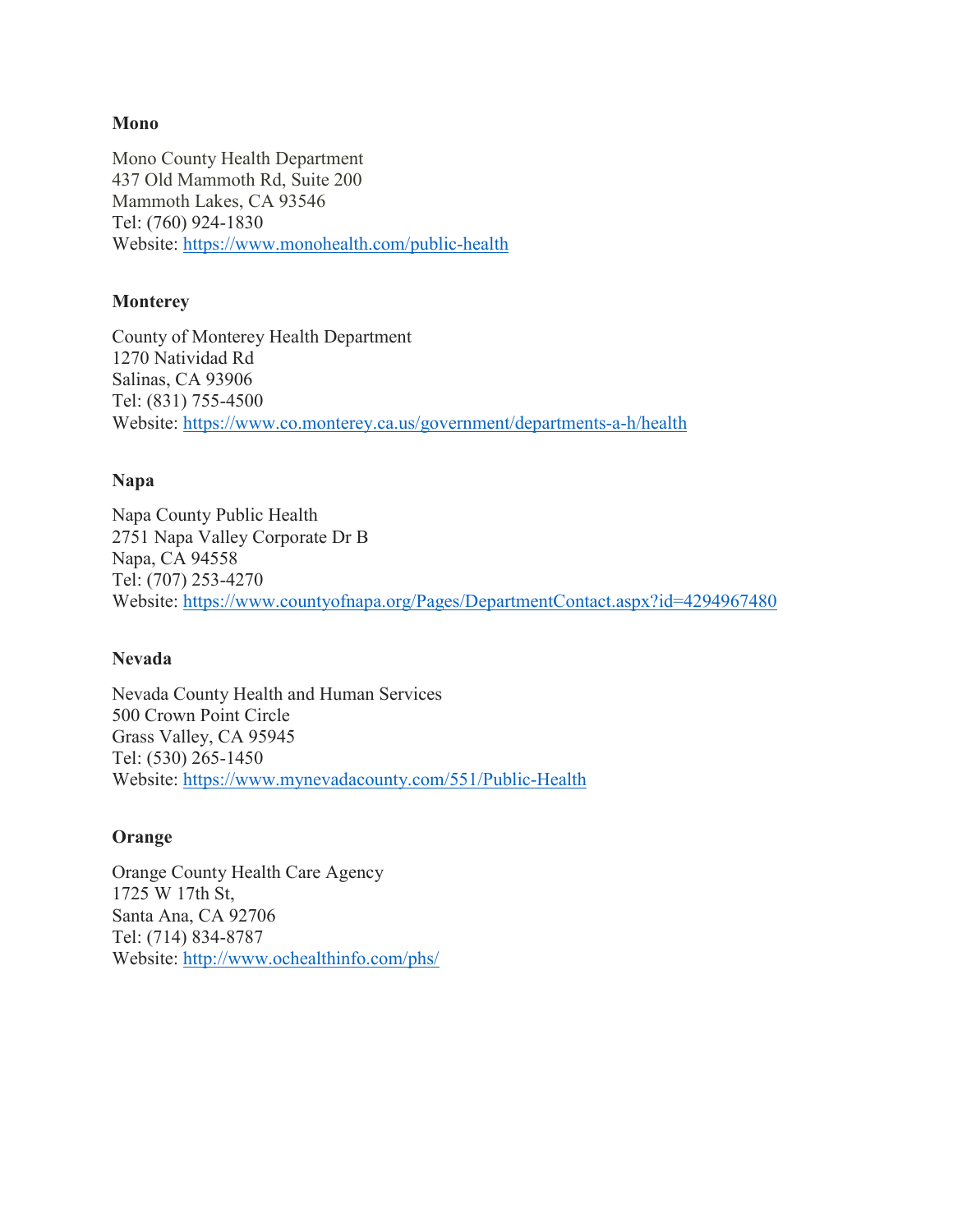**Mono**

Mono County Health Department
437 Old Mammoth Rd, Suite 200
Mammoth Lakes, CA 93546
Tel: (760) 924-1830
Website: https://www.monohealth.com/public-health

**Monterey**

County of Monterey Health Department
1270 Natividad Rd
Salinas, CA 93906
Tel: (831) 755-4500
Website: https://www.co.monterey.ca.us/government/departments-a-h/health

**Napa**

Napa County Public Health
2751 Napa Valley Corporate Dr B
Napa, CA 94558
Tel: (707) 253-4270
Website: https://www.countyofnapa.org/Pages/DepartmentContact.aspx?id=4294967480

**Nevada**

Nevada County Health and Human Services
500 Crown Point Circle
Grass Valley, CA 95945
Tel: (530) 265-1450
Website: https://www.mynevadacounty.com/551/Public-Health

**Orange**

Orange County Health Care Agency
1725 W 17th St,
Santa Ana, CA 92706
Tel: (714) 834-8787
Website: http://www.ochealthinfo.com/phs/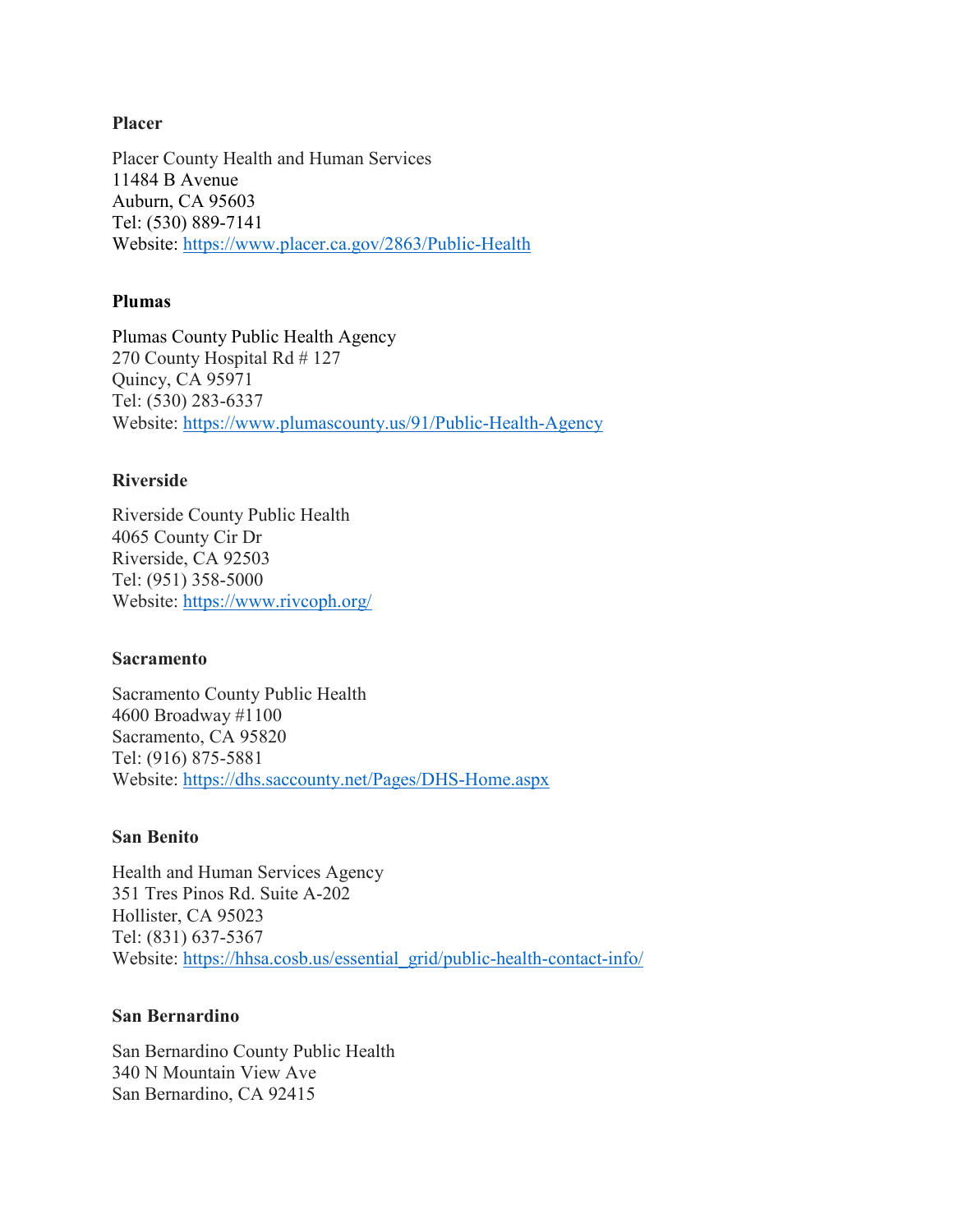**Placer**

Placer County Health and Human Services
11484 B Avenue
Auburn, CA 95603
Tel: (530) 889-7141
Website: https://www.placer.ca.gov/2863/Public-Health

**Plumas**

Plumas County Public Health Agency
270 County Hospital Rd # 127
Quincy, CA 95971
Tel: (530) 283-6337
Website: https://www.plumascounty.us/91/Public-Health-Agency

**Riverside**

Riverside County Public Health
4065 County Cir Dr
Riverside, CA 92503
Tel: (951) 358-5000
Website: https://www.rivcoph.org/

**Sacramento**

Sacramento County Public Health
4600 Broadway #1100
Sacramento, CA 95820
Tel: (916) 875-5881
Website: https://dhs.saccounty.net/Pages/DHS-Home.aspx

**San Benito**

Health and Human Services Agency
351 Tres Pinos Rd. Suite A-202
Hollister, CA 95023
Tel: (831) 637-5367
Website: https://hhsa.cosb.us/essential_grid/public-health-contact-info/

**San Bernardino**

San Bernardino County Public Health
340 N Mountain View Ave
San Bernardino, CA 92415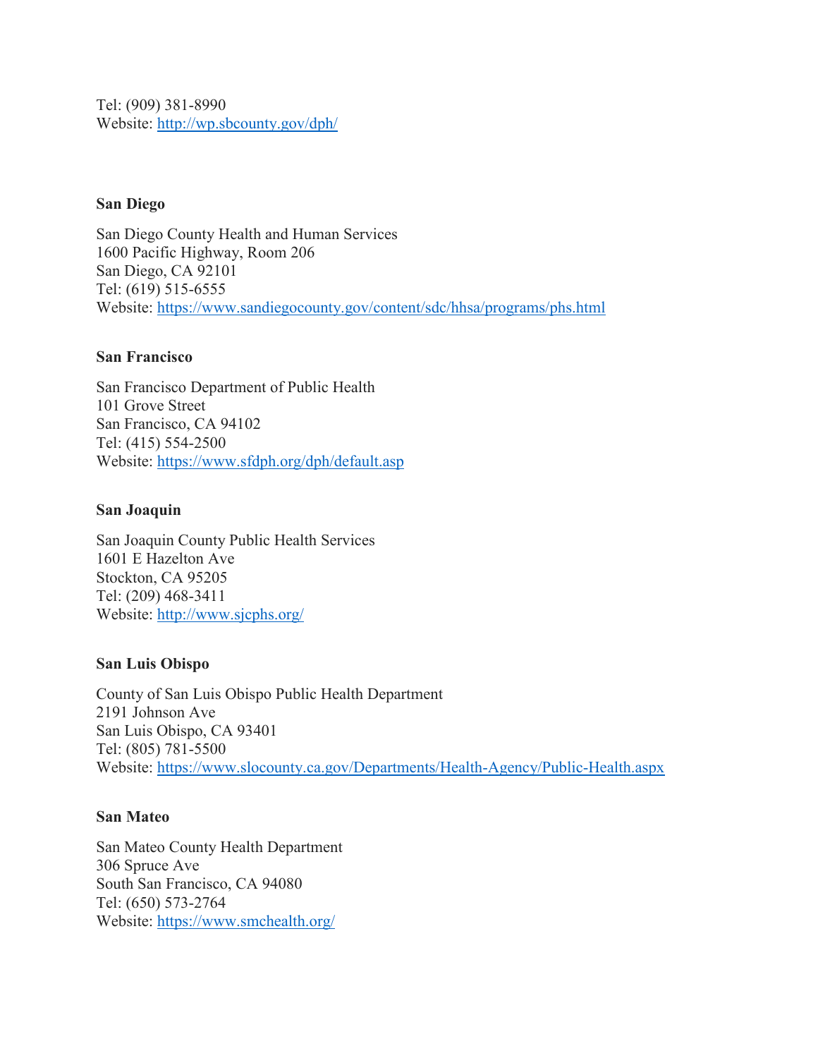Tel: (909) 381-8990
Website: http://wp.sbcounty.gov/dph/

**San Diego**

San Diego County Health and Human Services
1600 Pacific Highway, Room 206
San Diego, CA 92101
Tel: (619) 515-6555
Website: https://www.sandiegocounty.gov/content/sdc/hhsa/programs/phs.html

**San Francisco**

San Francisco Department of Public Health
101 Grove Street
San Francisco, CA 94102
Tel: (415) 554-2500
Website: https://www.sfdph.org/dph/default.asp

**San Joaquin**

San Joaquin County Public Health Services
1601 E Hazelton Ave
Stockton, CA 95205
Tel: (209) 468-3411
Website: http://www.sjcphs.org/

**San Luis Obispo**

County of San Luis Obispo Public Health Department
2191 Johnson Ave
San Luis Obispo, CA 93401
Tel: (805) 781-5500
Website: https://www.slocounty.ca.gov/Departments/Health-Agency/Public-Health.aspx

**San Mateo**

San Mateo County Health Department
306 Spruce Ave
South San Francisco, CA 94080
Tel: (650) 573-2764
Website: https://www.smchealth.org/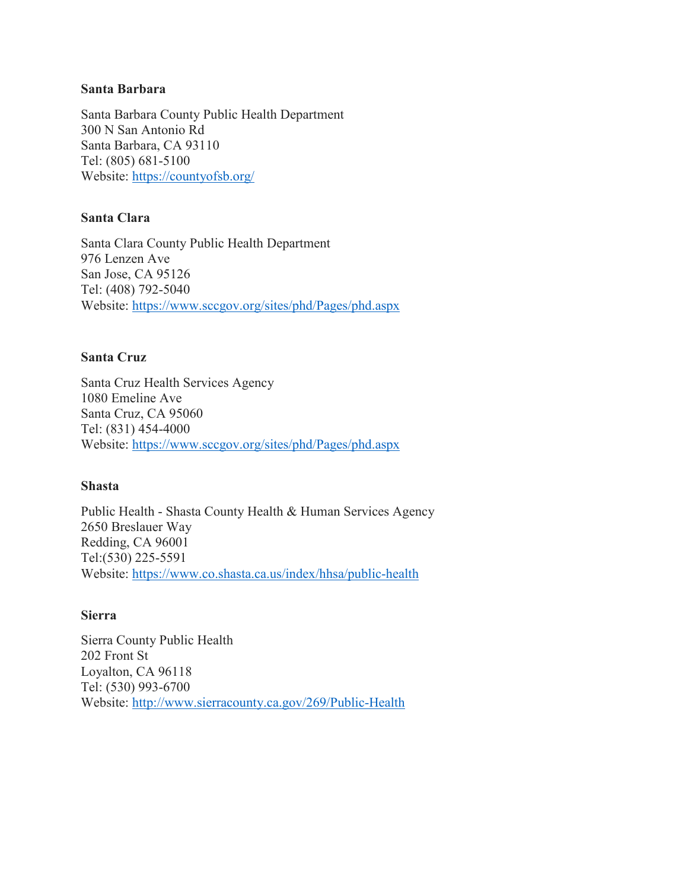**Santa Barbara**

Santa Barbara County Public Health Department
300 N San Antonio Rd
Santa Barbara, CA 93110
Tel: (805) 681-5100
Website: https://countyofsb.org/

**Santa Clara**

Santa Clara County Public Health Department
976 Lenzen Ave
San Jose, CA 95126
Tel: (408) 792-5040
Website: https://www.sccgov.org/sites/phd/Pages/phd.aspx

**Santa Cruz**

Santa Cruz Health Services Agency
1080 Emeline Ave
Santa Cruz, CA 95060
Tel: (831) 454-4000
Website: https://www.sccgov.org/sites/phd/Pages/phd.aspx

**Shasta**

Public Health - Shasta County Health & Human Services Agency
2650 Breslauer Way
Redding, CA 96001
Tel:(530) 225-5591
Website: https://www.co.shasta.ca.us/index/hhsa/public-health

**Sierra**

Sierra County Public Health
202 Front St
Loyalton, CA 96118
Tel: (530) 993-6700
Website: http://www.sierracounty.ca.gov/269/Public-Health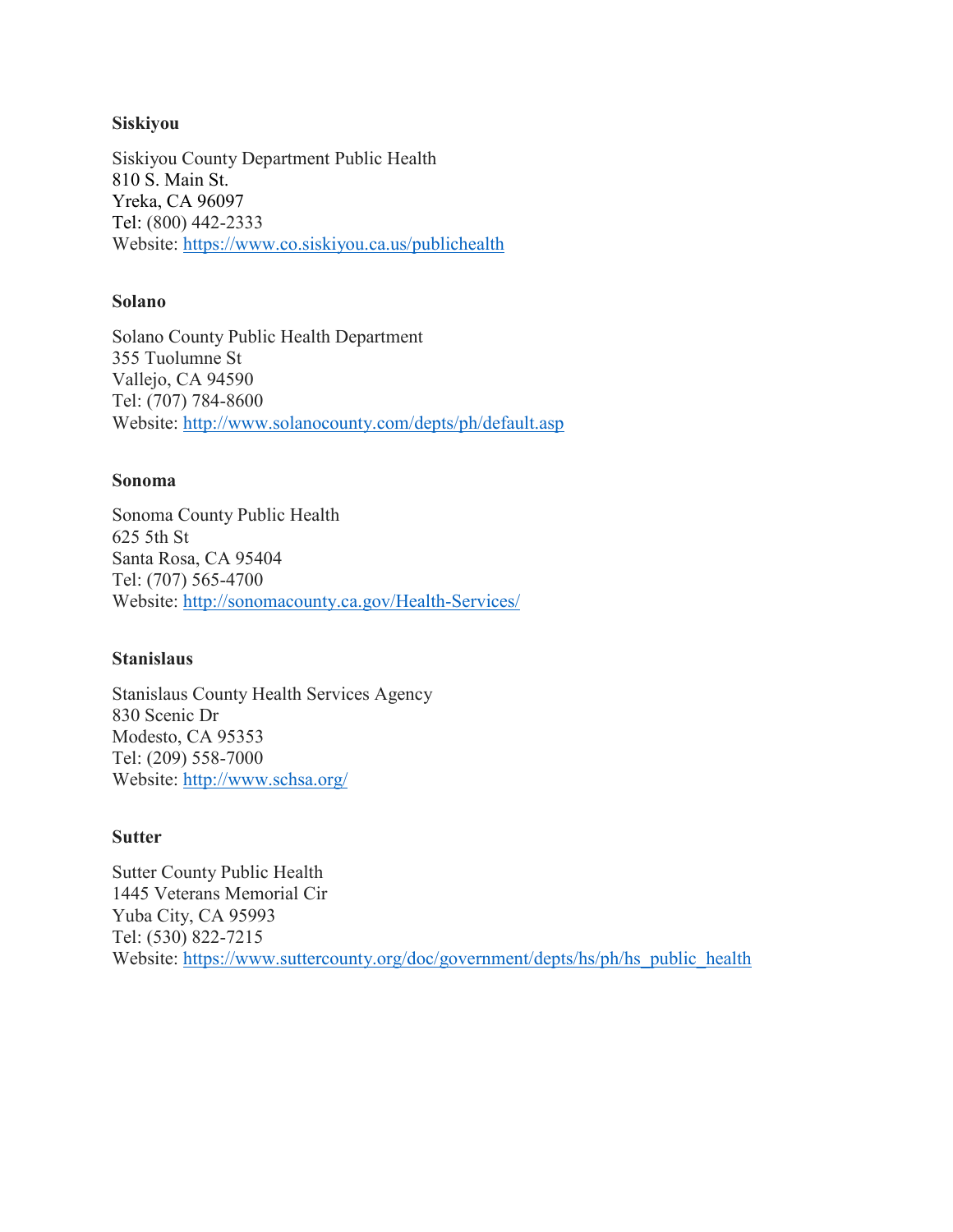**Siskiyou**

Siskiyou County Department Public Health
810 S. Main St.
Yreka, CA 96097
Tel: (800) 442-2333
Website: https://www.co.siskiyou.ca.us/publichealth

**Solano**

Solano County Public Health Department
355 Tuolumne St
Vallejo, CA 94590
Tel: (707) 784-8600
Website: http://www.solanocounty.com/depts/ph/default.asp

**Sonoma**

Sonoma County Public Health
625 5th St
Santa Rosa, CA 95404
Tel: (707) 565-4700
Website: http://sonomacounty.ca.gov/Health-Services/

**Stanislaus**

Stanislaus County Health Services Agency
830 Scenic Dr
Modesto, CA 95353
Tel: (209) 558-7000
Website: http://www.schsa.org/

**Sutter**

Sutter County Public Health
1445 Veterans Memorial Cir
Yuba City, CA 95993
Tel: (530) 822-7215
Website: https://www.suttercounty.org/doc/government/depts/hs/ph/hs_public_health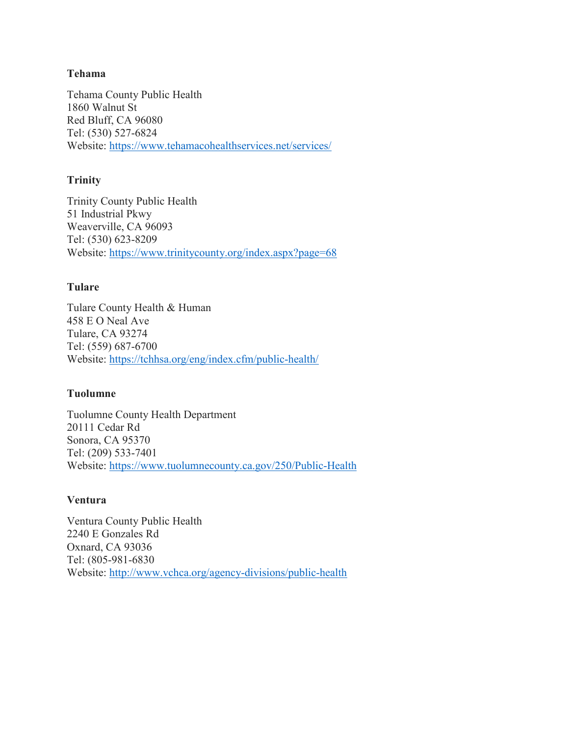**Tehama**

Tehama County Public Health
1860 Walnut St
Red Bluff, CA 96080
Tel: (530) 527-6824
Website: https://www.tehamacohealthservices.net/services/

**Trinity**

Trinity County Public Health
51 Industrial Pkwy
Weaverville, CA 96093
Tel: (530) 623-8209
Website: https://www.trinitycounty.org/index.aspx?page=68

**Tulare**

Tulare County Health & Human
458 E O Neal Ave
Tulare, CA 93274
Tel: (559) 687-6700
Website: https://tchhsa.org/eng/index.cfm/public-health/

**Tuolumne**

Tuolumne County Health Department
20111 Cedar Rd
Sonora, CA 95370
Tel: (209) 533-7401
Website: https://www.tuolumnecounty.ca.gov/250/Public-Health

**Ventura**

Ventura County Public Health
2240 E Gonzales Rd
Oxnard, CA 93036
Tel: (805-981-6830
Website: http://www.vchca.org/agency-divisions/public-health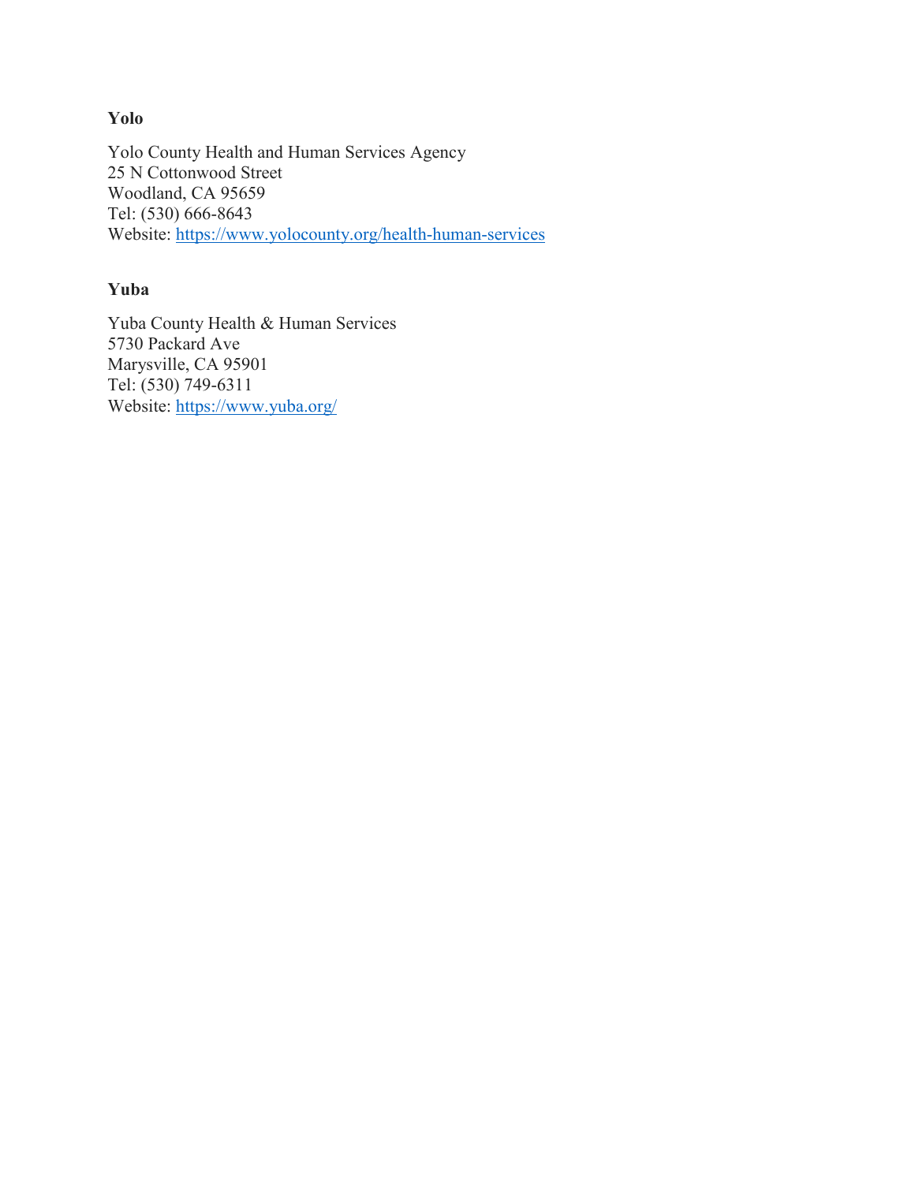**Yolo**

Yolo County Health and Human Services Agency
25 N Cottonwood Street
Woodland, CA 95659
Tel: (530) 666-8643
Website: https://www.yolocounty.org/health-human-services

**Yuba**

Yuba County Health & Human Services
5730 Packard Ave
Marysville, CA 95901
Tel: (530) 749-6311
Website: https://www.yuba.org/